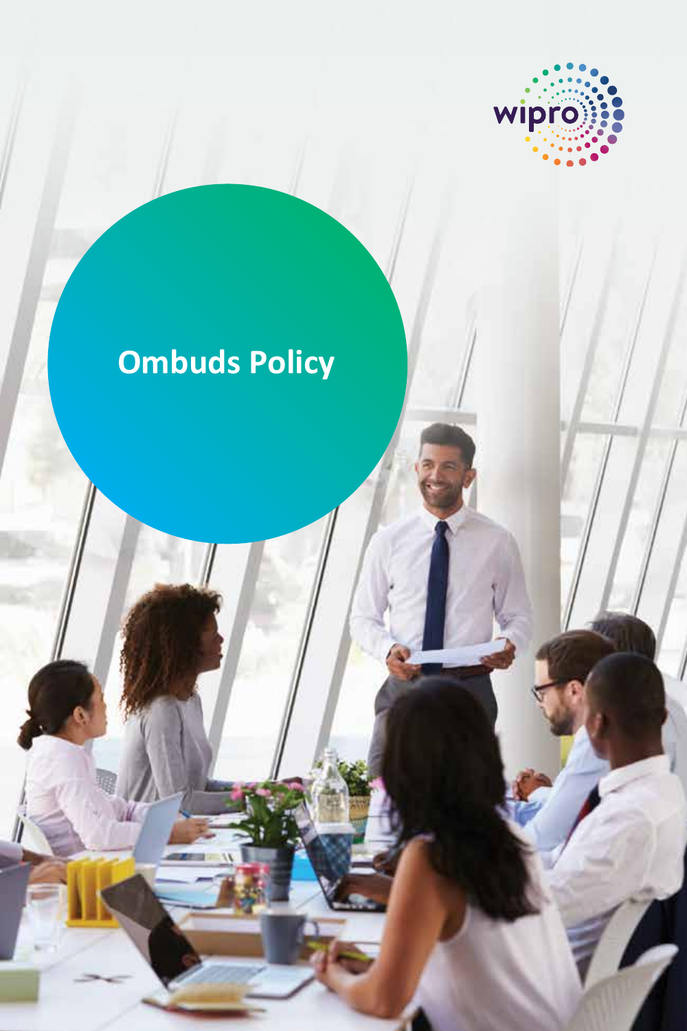wipro

# Ombuds Policy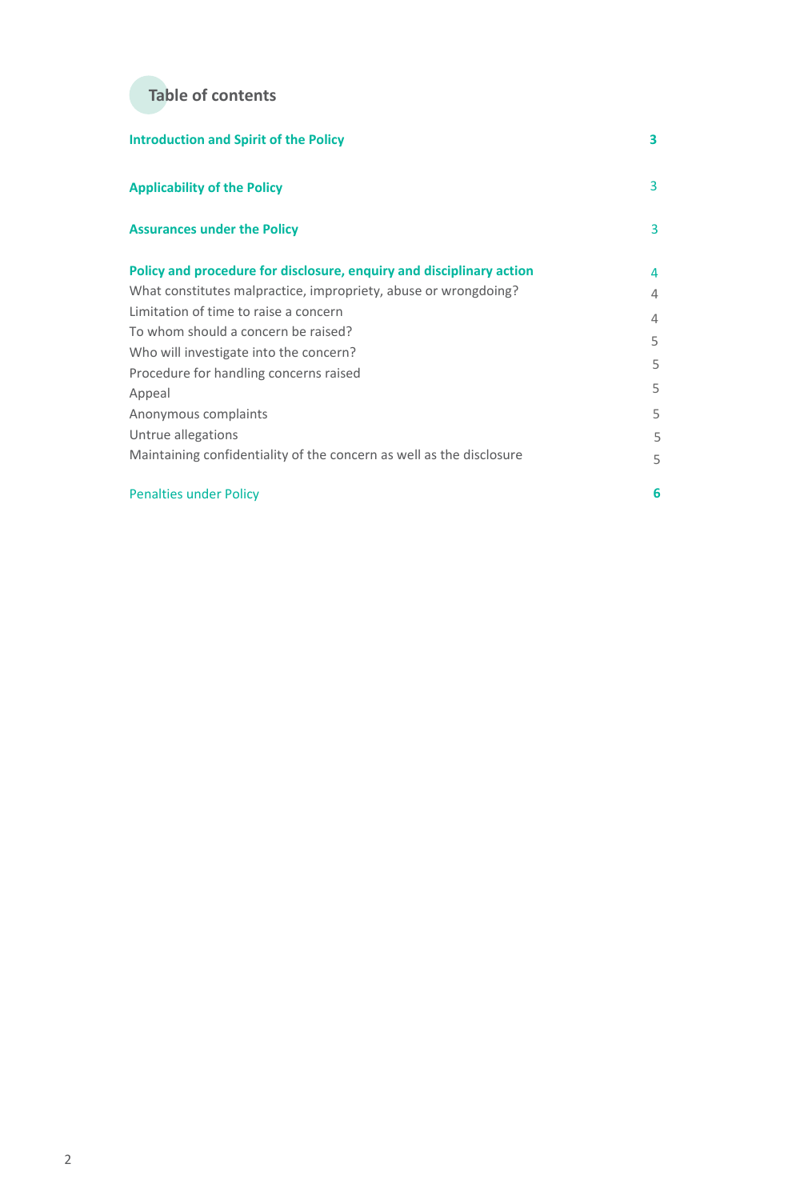## Table of contents

| | |
|---|---|
| **Introduction and Spirit of the Policy** | **3** |
| **Applicability of the Policy** | 3 |
| **Assurances under the Policy** | 3 |
| **Policy and procedure for disclosure, enquiry and disciplinary action** | 4 |
| What constitutes malpractice, impropriety, abuse or wrongdoing? | 4 |
| Limitation of time to raise a concern | 4 |
| To whom should a concern be raised? | 5 |
| Who will investigate into the concern? | 5 |
| Procedure for handling concerns raised | 5 |
| Appeal | 5 |
| Anonymous complaints | 5 |
| Untrue allegations | 5 |
| Maintaining confidentiality of the concern as well as the disclosure | 5 |
| Penalties under Policy | **6** |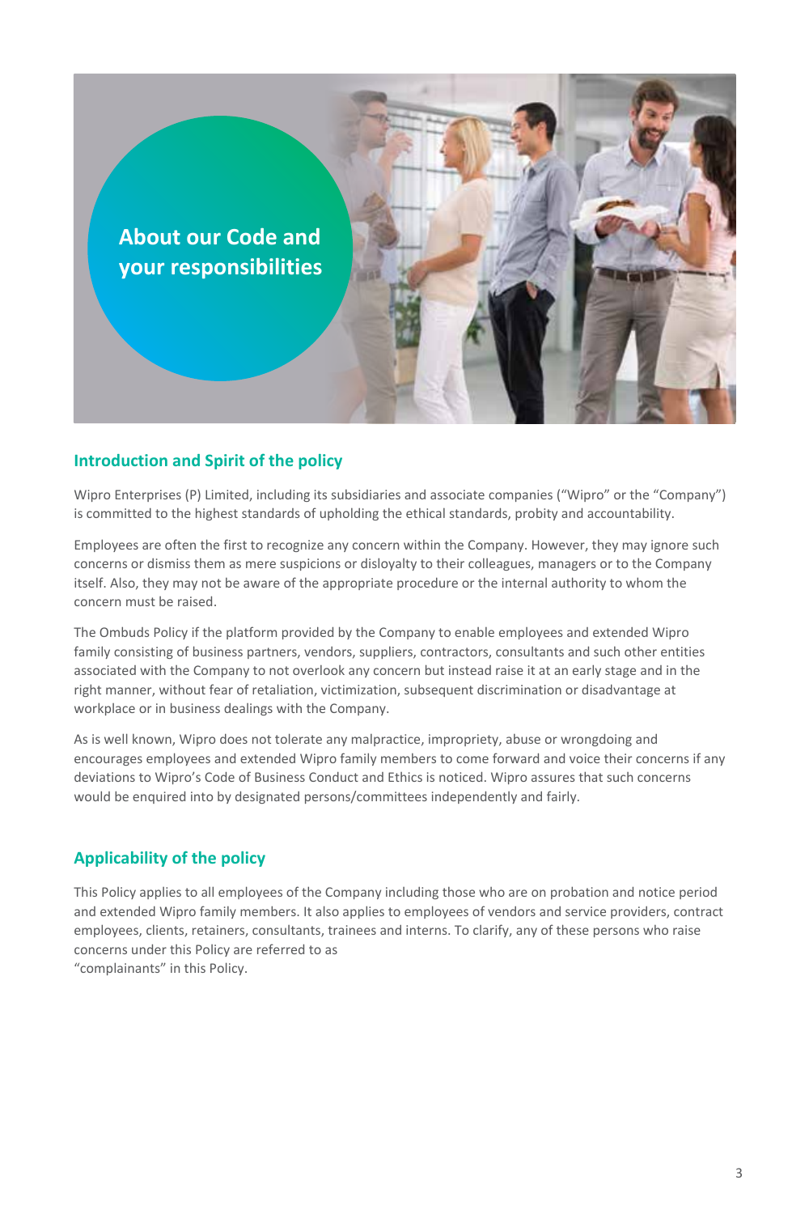# About our Code and your responsibilities

## Introduction and Spirit of the policy

Wipro Enterprises (P) Limited, including its subsidiaries and associate companies ("Wipro" or the "Company") is committed to the highest standards of upholding the ethical standards, probity and accountability.

Employees are often the first to recognize any concern within the Company. However, they may ignore such concerns or dismiss them as mere suspicions or disloyalty to their colleagues, managers or to the Company itself. Also, they may not be aware of the appropriate procedure or the internal authority to whom the concern must be raised.

The Ombuds Policy if the platform provided by the Company to enable employees and extended Wipro family consisting of business partners, vendors, suppliers, contractors, consultants and such other entities associated with the Company to not overlook any concern but instead raise it at an early stage and in the right manner, without fear of retaliation, victimization, subsequent discrimination or disadvantage at workplace or in business dealings with the Company.

As is well known, Wipro does not tolerate any malpractice, impropriety, abuse or wrongdoing and encourages employees and extended Wipro family members to come forward and voice their concerns if any deviations to Wipro's Code of Business Conduct and Ethics is noticed. Wipro assures that such concerns would be enquired into by designated persons/committees independently and fairly.

## Applicability of the policy

This Policy applies to all employees of the Company including those who are on probation and notice period and extended Wipro family members. It also applies to employees of vendors and service providers, contract employees, clients, retainers, consultants, trainees and interns. To clarify, any of these persons who raise concerns under this Policy are referred to as "complainants" in this Policy.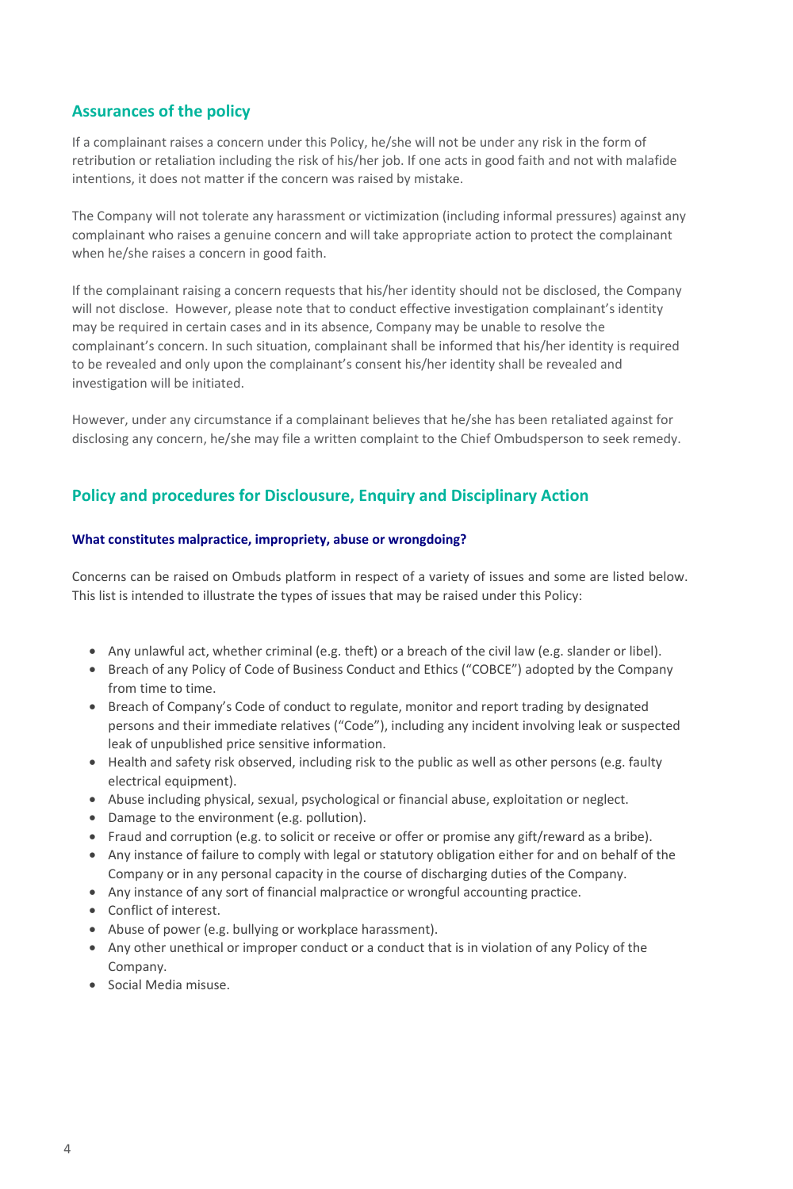## Assurances of the policy

If a complainant raises a concern under this Policy, he/she will not be under any risk in the form of retribution or retaliation including the risk of his/her job. If one acts in good faith and not with malafide intentions, it does not matter if the concern was raised by mistake.

The Company will not tolerate any harassment or victimization (including informal pressures) against any complainant who raises a genuine concern and will take appropriate action to protect the complainant when he/she raises a concern in good faith.

If the complainant raising a concern requests that his/her identity should not be disclosed, the Company will not disclose. However, please note that to conduct effective investigation complainant's identity may be required in certain cases and in its absence, Company may be unable to resolve the complainant's concern. In such situation, complainant shall be informed that his/her identity is required to be revealed and only upon the complainant's consent his/her identity shall be revealed and investigation will be initiated.

However, under any circumstance if a complainant believes that he/she has been retaliated against for disclosing any concern, he/she may file a written complaint to the Chief Ombudsperson to seek remedy.

## Policy and procedures for Disclousure, Enquiry and Disciplinary Action

### What constitutes malpractice, impropriety, abuse or wrongdoing?

Concerns can be raised on Ombuds platform in respect of a variety of issues and some are listed below. This list is intended to illustrate the types of issues that may be raised under this Policy:

- Any unlawful act, whether criminal (e.g. theft) or a breach of the civil law (e.g. slander or libel).
- Breach of any Policy of Code of Business Conduct and Ethics ("COBCE") adopted by the Company from time to time.
- Breach of Company's Code of conduct to regulate, monitor and report trading by designated persons and their immediate relatives ("Code"), including any incident involving leak or suspected leak of unpublished price sensitive information.
- Health and safety risk observed, including risk to the public as well as other persons (e.g. faulty electrical equipment).
- Abuse including physical, sexual, psychological or financial abuse, exploitation or neglect.
- Damage to the environment (e.g. pollution).
- Fraud and corruption (e.g. to solicit or receive or offer or promise any gift/reward as a bribe).
- Any instance of failure to comply with legal or statutory obligation either for and on behalf of the Company or in any personal capacity in the course of discharging duties of the Company.
- Any instance of any sort of financial malpractice or wrongful accounting practice.
- Conflict of interest.
- Abuse of power (e.g. bullying or workplace harassment).
- Any other unethical or improper conduct or a conduct that is in violation of any Policy of the Company.
- Social Media misuse.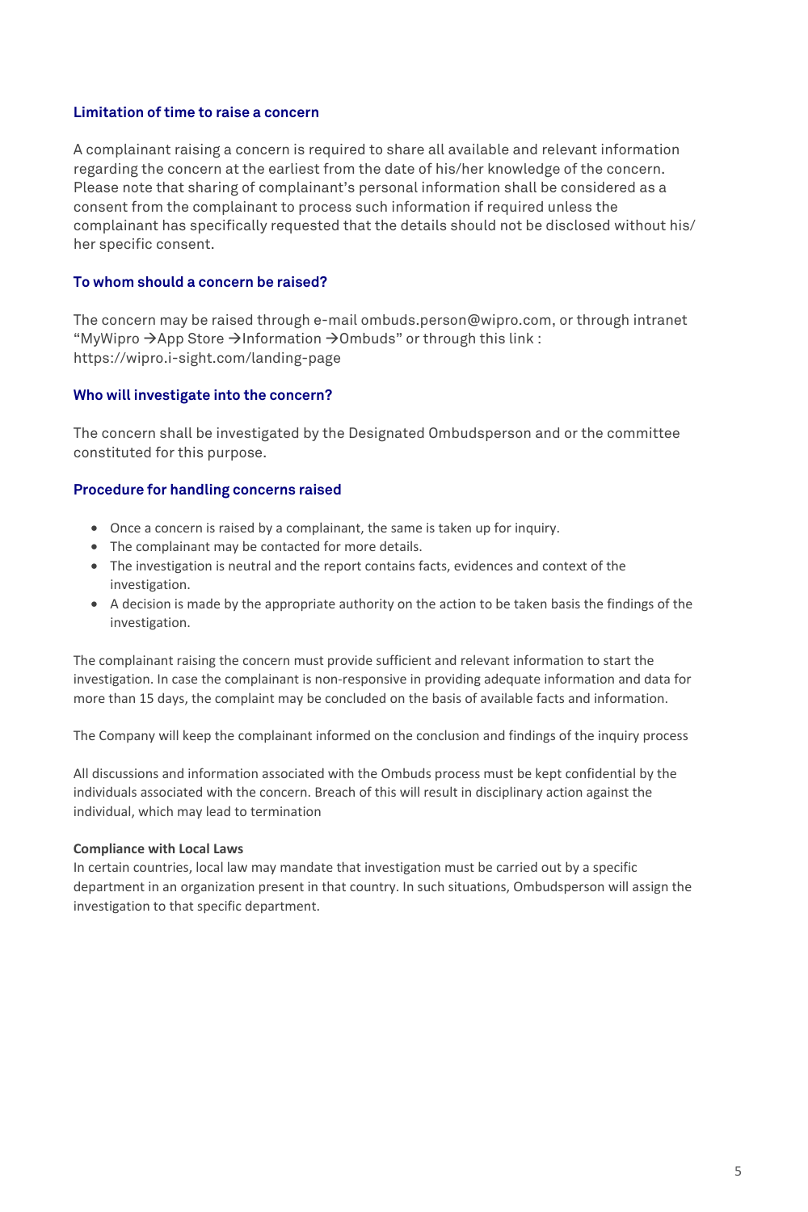### Limitation of time to raise a concern

A complainant raising a concern is required to share all available and relevant information regarding the concern at the earliest from the date of his/her knowledge of the concern. Please note that sharing of complainant's personal information shall be considered as a consent from the complainant to process such information if required unless the complainant has specifically requested that the details should not be disclosed without his/her specific consent.

### To whom should a concern be raised?

The concern may be raised through e-mail ombuds.person@wipro.com, or through intranet "MyWipro →App Store →Information →Ombuds" or through this link : https://wipro.i-sight.com/landing-page

### Who will investigate into the concern?

The concern shall be investigated by the Designated Ombudsperson and or the committee constituted for this purpose.

### Procedure for handling concerns raised

- Once a concern is raised by a complainant, the same is taken up for inquiry.
- The complainant may be contacted for more details.
- The investigation is neutral and the report contains facts, evidences and context of the investigation.
- A decision is made by the appropriate authority on the action to be taken basis the findings of the investigation.

The complainant raising the concern must provide sufficient and relevant information to start the investigation. In case the complainant is non-responsive in providing adequate information and data for more than 15 days, the complaint may be concluded on the basis of available facts and information.

The Company will keep the complainant informed on the conclusion and findings of the inquiry process

All discussions and information associated with the Ombuds process must be kept confidential by the individuals associated with the concern. Breach of this will result in disciplinary action against the individual, which may lead to termination

**Compliance with Local Laws**

In certain countries, local law may mandate that investigation must be carried out by a specific department in an organization present in that country. In such situations, Ombudsperson will assign the investigation to that specific department.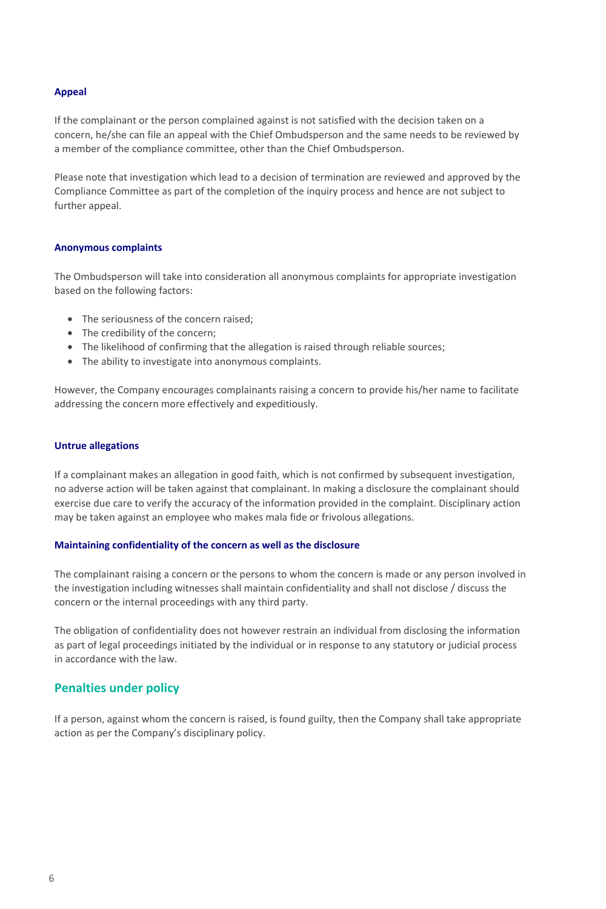### Appeal

If the complainant or the person complained against is not satisfied with the decision taken on a concern, he/she can file an appeal with the Chief Ombudsperson and the same needs to be reviewed by a member of the compliance committee, other than the Chief Ombudsperson.

Please note that investigation which lead to a decision of termination are reviewed and approved by the Compliance Committee as part of the completion of the inquiry process and hence are not subject to further appeal.

### Anonymous complaints

The Ombudsperson will take into consideration all anonymous complaints for appropriate investigation based on the following factors:

- The seriousness of the concern raised;
- The credibility of the concern;
- The likelihood of confirming that the allegation is raised through reliable sources;
- The ability to investigate into anonymous complaints.

However, the Company encourages complainants raising a concern to provide his/her name to facilitate addressing the concern more effectively and expeditiously.

### Untrue allegations

If a complainant makes an allegation in good faith, which is not confirmed by subsequent investigation, no adverse action will be taken against that complainant. In making a disclosure the complainant should exercise due care to verify the accuracy of the information provided in the complaint. Disciplinary action may be taken against an employee who makes mala fide or frivolous allegations.

### Maintaining confidentiality of the concern as well as the disclosure

The complainant raising a concern or the persons to whom the concern is made or any person involved in the investigation including witnesses shall maintain confidentiality and shall not disclose / discuss the concern or the internal proceedings with any third party.

The obligation of confidentiality does not however restrain an individual from disclosing the information as part of legal proceedings initiated by the individual or in response to any statutory or judicial process in accordance with the law.

## Penalties under policy

If a person, against whom the concern is raised, is found guilty, then the Company shall take appropriate action as per the Company's disciplinary policy.